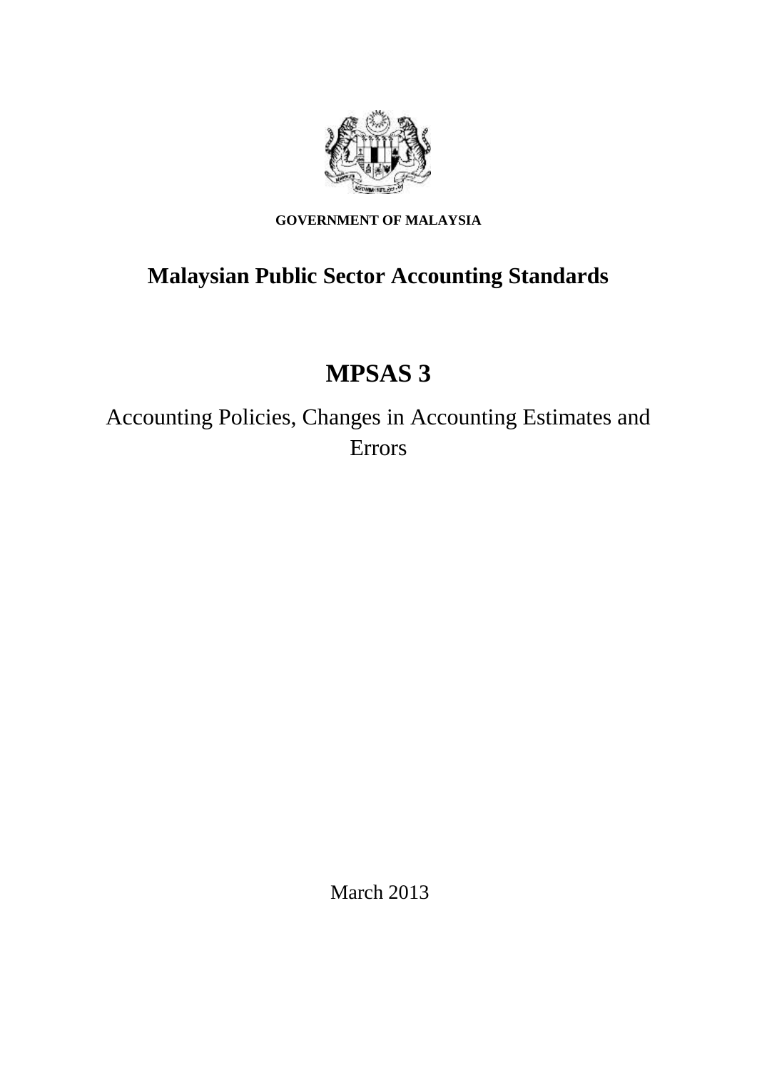**GOVERNMENT OF MALAYSIA**

## Malaysian Public Sector Accounting Standards

# MPSAS 3

Accounting Policies, Changes in Accounting Estimates and Errors

March 2013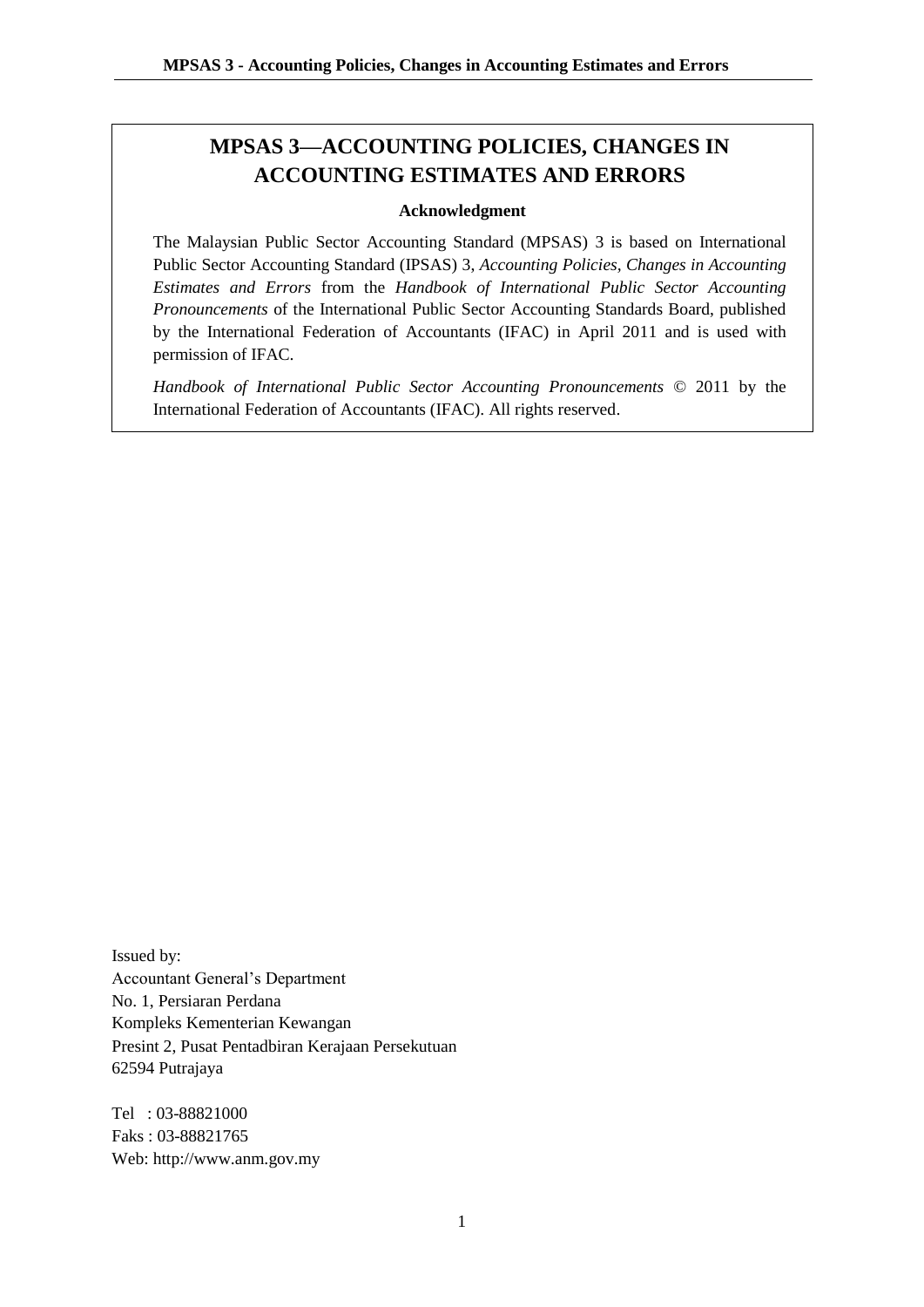# MPSAS 3—ACCOUNTING POLICIES, CHANGES IN ACCOUNTING ESTIMATES AND ERRORS

**Acknowledgment**

The Malaysian Public Sector Accounting Standard (MPSAS) 3 is based on International Public Sector Accounting Standard (IPSAS) 3, *Accounting Policies, Changes in Accounting Estimates and Errors* from the *Handbook of International Public Sector Accounting Pronouncements* of the International Public Sector Accounting Standards Board, published by the International Federation of Accountants (IFAC) in April 2011 and is used with permission of IFAC.

*Handbook of International Public Sector Accounting Pronouncements* © 2011 by the International Federation of Accountants (IFAC). All rights reserved.

Issued by:
Accountant General's Department
No. 1, Persiaran Perdana
Kompleks Kementerian Kewangan
Presint 2, Pusat Pentadbiran Kerajaan Persekutuan
62594 Putrajaya

Tel : 03-88821000
Faks : 03-88821765
Web: http://www.anm.gov.my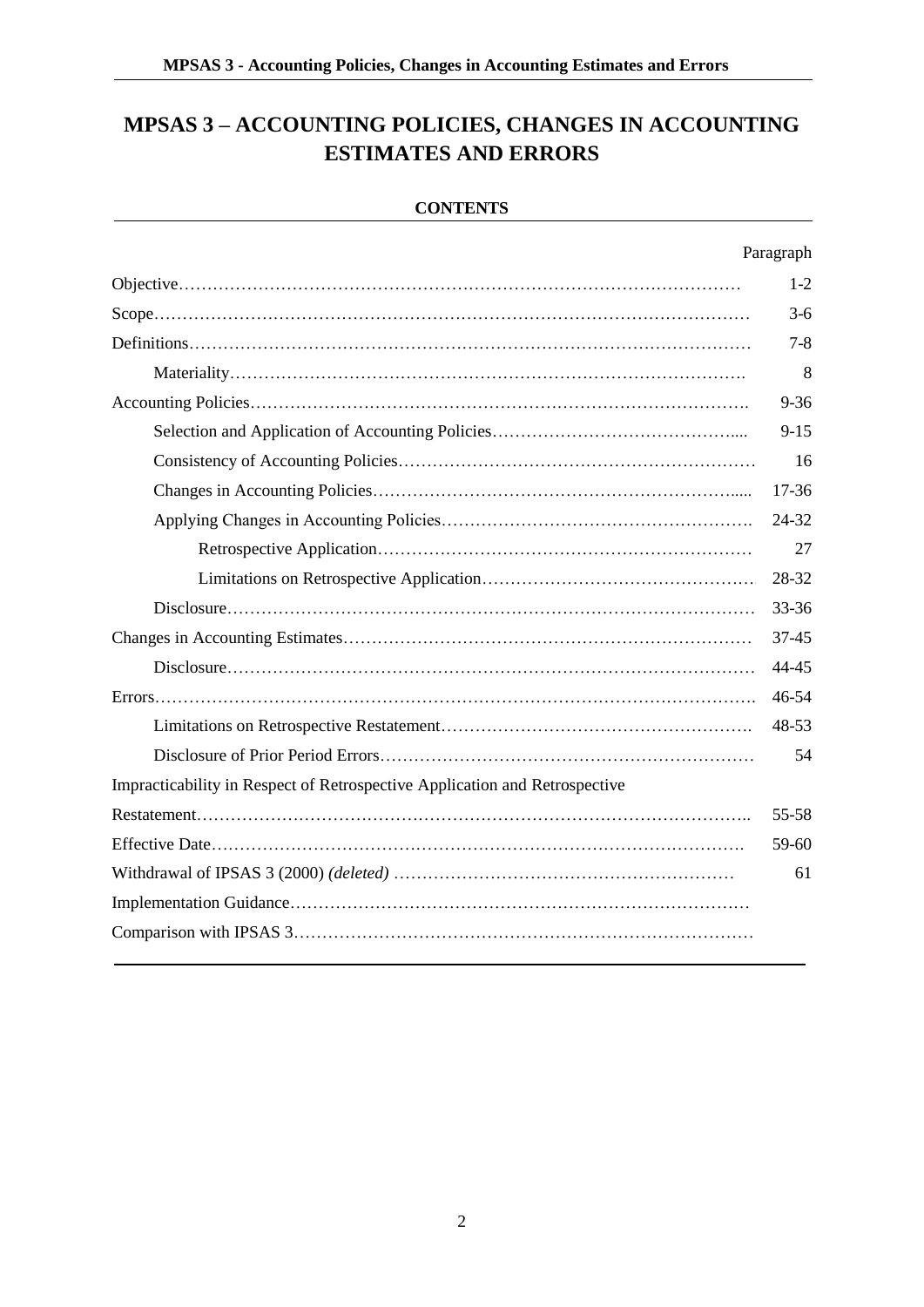# MPSAS 3 – ACCOUNTING POLICIES, CHANGES IN ACCOUNTING ESTIMATES AND ERRORS

## CONTENTS

| | Paragraph |
|---|---|
| Objective | 1-2 |
| Scope | 3-6 |
| Definitions | 7-8 |
| Materiality | 8 |
| Accounting Policies | 9-36 |
| Selection and Application of Accounting Policies | 9-15 |
| Consistency of Accounting Policies | 16 |
| Changes in Accounting Policies | 17-36 |
| Applying Changes in Accounting Policies | 24-32 |
| Retrospective Application | 27 |
| Limitations on Retrospective Application | 28-32 |
| Disclosure | 33-36 |
| Changes in Accounting Estimates | 37-45 |
| Disclosure | 44-45 |
| Errors | 46-54 |
| Limitations on Retrospective Restatement | 48-53 |
| Disclosure of Prior Period Errors | 54 |
| Impracticability in Respect of Retrospective Application and Retrospective Restatement | 55-58 |
| Effective Date | 59-60 |
| Withdrawal of IPSAS 3 (2000) *(deleted)* | 61 |
| Implementation Guidance | |
| Comparison with IPSAS 3 | |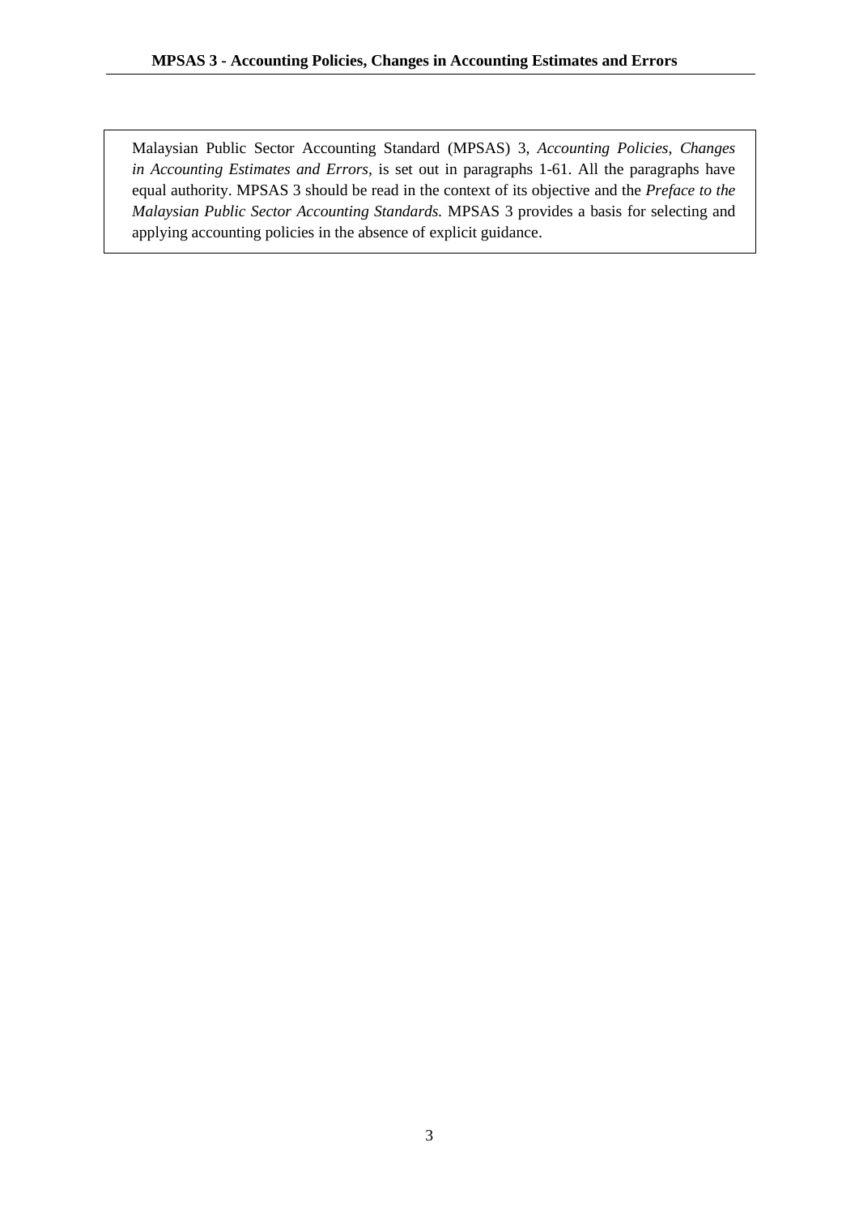Malaysian Public Sector Accounting Standard (MPSAS) 3, *Accounting Policies, Changes in Accounting Estimates and Errors*, is set out in paragraphs 1-61. All the paragraphs have equal authority. MPSAS 3 should be read in the context of its objective and the *Preface to the Malaysian Public Sector Accounting Standards.* MPSAS 3 provides a basis for selecting and applying accounting policies in the absence of explicit guidance.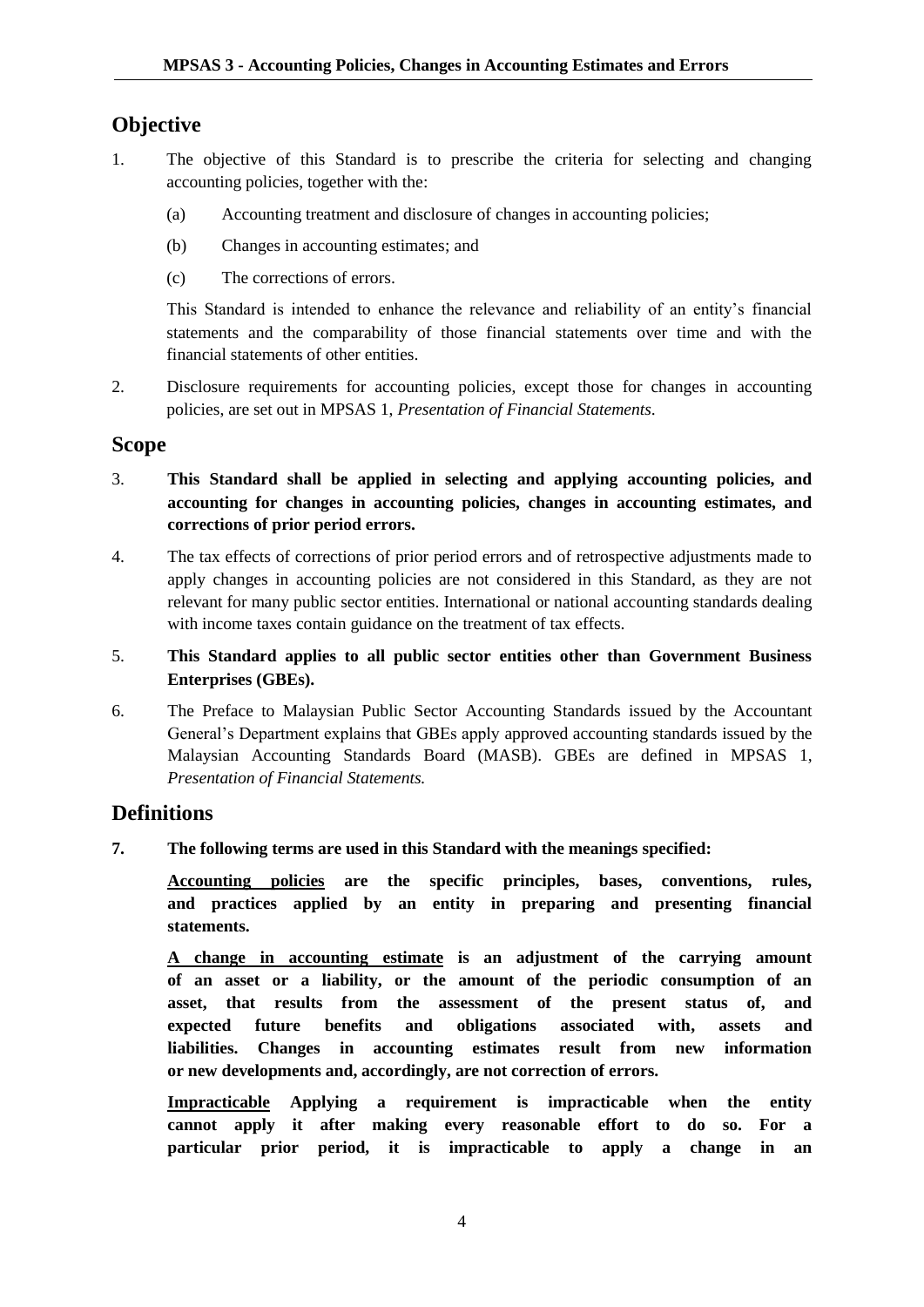## Objective

1. The objective of this Standard is to prescribe the criteria for selecting and changing accounting policies, together with the:

   (a) Accounting treatment and disclosure of changes in accounting policies;

   (b) Changes in accounting estimates; and

   (c) The corrections of errors.

   This Standard is intended to enhance the relevance and reliability of an entity's financial statements and the comparability of those financial statements over time and with the financial statements of other entities.

2. Disclosure requirements for accounting policies, except those for changes in accounting policies, are set out in MPSAS 1, *Presentation of Financial Statements*.

## Scope

3. **This Standard shall be applied in selecting and applying accounting policies, and accounting for changes in accounting policies, changes in accounting estimates, and corrections of prior period errors.**

4. The tax effects of corrections of prior period errors and of retrospective adjustments made to apply changes in accounting policies are not considered in this Standard, as they are not relevant for many public sector entities. International or national accounting standards dealing with income taxes contain guidance on the treatment of tax effects.

5. **This Standard applies to all public sector entities other than Government Business Enterprises (GBEs).**

6. The Preface to Malaysian Public Sector Accounting Standards issued by the Accountant General's Department explains that GBEs apply approved accounting standards issued by the Malaysian Accounting Standards Board (MASB). GBEs are defined in MPSAS 1, *Presentation of Financial Statements.*

## Definitions

**7. The following terms are used in this Standard with the meanings specified:**

**<u>Accounting policies</u> are the specific principles, bases, conventions, rules, and practices applied by an entity in preparing and presenting financial statements.**

**<u>A change in accounting estimate</u> is an adjustment of the carrying amount of an asset or a liability, or the amount of the periodic consumption of an asset, that results from the assessment of the present status of, and expected future benefits and obligations associated with, assets and liabilities. Changes in accounting estimates result from new information or new developments and, accordingly, are not correction of errors.**

**<u>Impracticable</u> Applying a requirement is impracticable when the entity cannot apply it after making every reasonable effort to do so. For a particular prior period, it is impracticable to apply a change in an**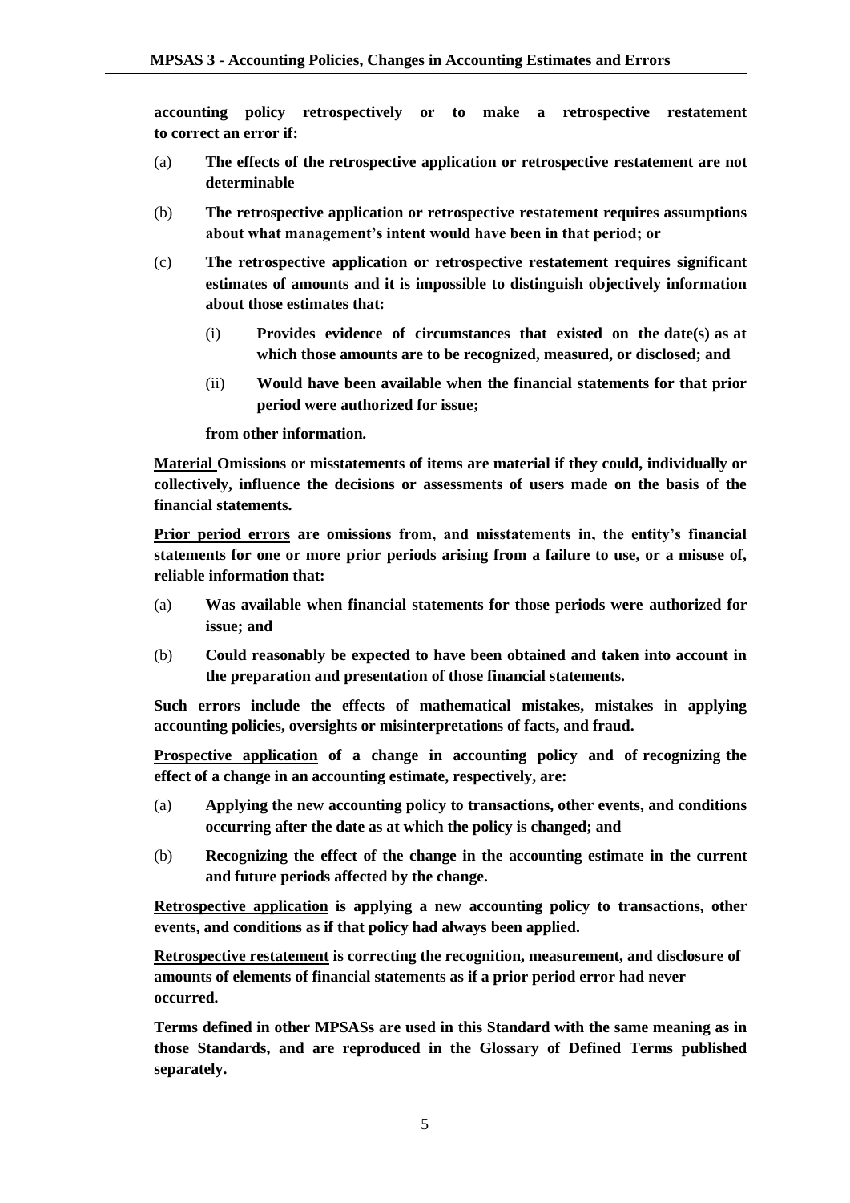**accounting policy retrospectively or to make a retrospective restatement to correct an error if:**

(a) **The effects of the retrospective application or retrospective restatement are not determinable**

(b) **The retrospective application or retrospective restatement requires assumptions about what management's intent would have been in that period; or**

(c) **The retrospective application or retrospective restatement requires significant estimates of amounts and it is impossible to distinguish objectively information about those estimates that:**

  (i) **Provides evidence of circumstances that existed on the date(s) as at which those amounts are to be recognized, measured, or disclosed; and**

  (ii) **Would have been available when the financial statements for that prior period were authorized for issue;**

  **from other information.**

**<u>Material</u> Omissions or misstatements of items are material if they could, individually or collectively, influence the decisions or assessments of users made on the basis of the financial statements.**

**<u>Prior period errors</u> are omissions from, and misstatements in, the entity's financial statements for one or more prior periods arising from a failure to use, or a misuse of, reliable information that:**

(a) **Was available when financial statements for those periods were authorized for issue; and**

(b) **Could reasonably be expected to have been obtained and taken into account in the preparation and presentation of those financial statements.**

**Such errors include the effects of mathematical mistakes, mistakes in applying accounting policies, oversights or misinterpretations of facts, and fraud.**

**<u>Prospective application</u> of a change in accounting policy and of recognizing the effect of a change in an accounting estimate, respectively, are:**

(a) **Applying the new accounting policy to transactions, other events, and conditions occurring after the date as at which the policy is changed; and**

(b) **Recognizing the effect of the change in the accounting estimate in the current and future periods affected by the change.**

**<u>Retrospective application</u> is applying a new accounting policy to transactions, other events, and conditions as if that policy had always been applied.**

**<u>Retrospective restatement</u> is correcting the recognition, measurement, and disclosure of amounts of elements of financial statements as if a prior period error had never occurred.**

**Terms defined in other MPSASs are used in this Standard with the same meaning as in those Standards, and are reproduced in the Glossary of Defined Terms published separately.**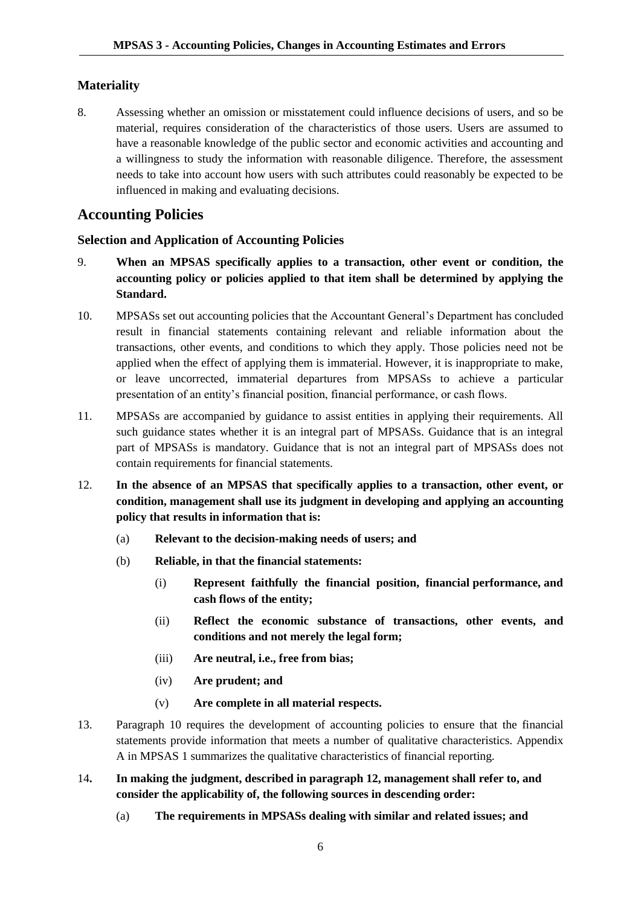### Materiality

8. Assessing whether an omission or misstatement could influence decisions of users, and so be material, requires consideration of the characteristics of those users. Users are assumed to have a reasonable knowledge of the public sector and economic activities and accounting and a willingness to study the information with reasonable diligence. Therefore, the assessment needs to take into account how users with such attributes could reasonably be expected to be influenced in making and evaluating decisions.

## Accounting Policies

### Selection and Application of Accounting Policies

9. **When an MPSAS specifically applies to a transaction, other event or condition, the accounting policy or policies applied to that item shall be determined by applying the Standard.**

10. MPSASs set out accounting policies that the Accountant General's Department has concluded result in financial statements containing relevant and reliable information about the transactions, other events, and conditions to which they apply. Those policies need not be applied when the effect of applying them is immaterial. However, it is inappropriate to make, or leave uncorrected, immaterial departures from MPSASs to achieve a particular presentation of an entity's financial position, financial performance, or cash flows.

11. MPSASs are accompanied by guidance to assist entities in applying their requirements. All such guidance states whether it is an integral part of MPSASs. Guidance that is an integral part of MPSASs is mandatory. Guidance that is not an integral part of MPSASs does not contain requirements for financial statements.

12. **In the absence of an MPSAS that specifically applies to a transaction, other event, or condition, management shall use its judgment in developing and applying an accounting policy that results in information that is:**

    (a) **Relevant to the decision-making needs of users; and**

    (b) **Reliable, in that the financial statements:**

    (i) **Represent faithfully the financial position, financial performance, and cash flows of the entity;**

    (ii) **Reflect the economic substance of transactions, other events, and conditions and not merely the legal form;**

    (iii) **Are neutral, i.e., free from bias;**

    (iv) **Are prudent; and**

    (v) **Are complete in all material respects.**

13. Paragraph 10 requires the development of accounting policies to ensure that the financial statements provide information that meets a number of qualitative characteristics. Appendix A in MPSAS 1 summarizes the qualitative characteristics of financial reporting.

14. **In making the judgment, described in paragraph 12, management shall refer to, and consider the applicability of, the following sources in descending order:**

    (a) **The requirements in MPSASs dealing with similar and related issues; and**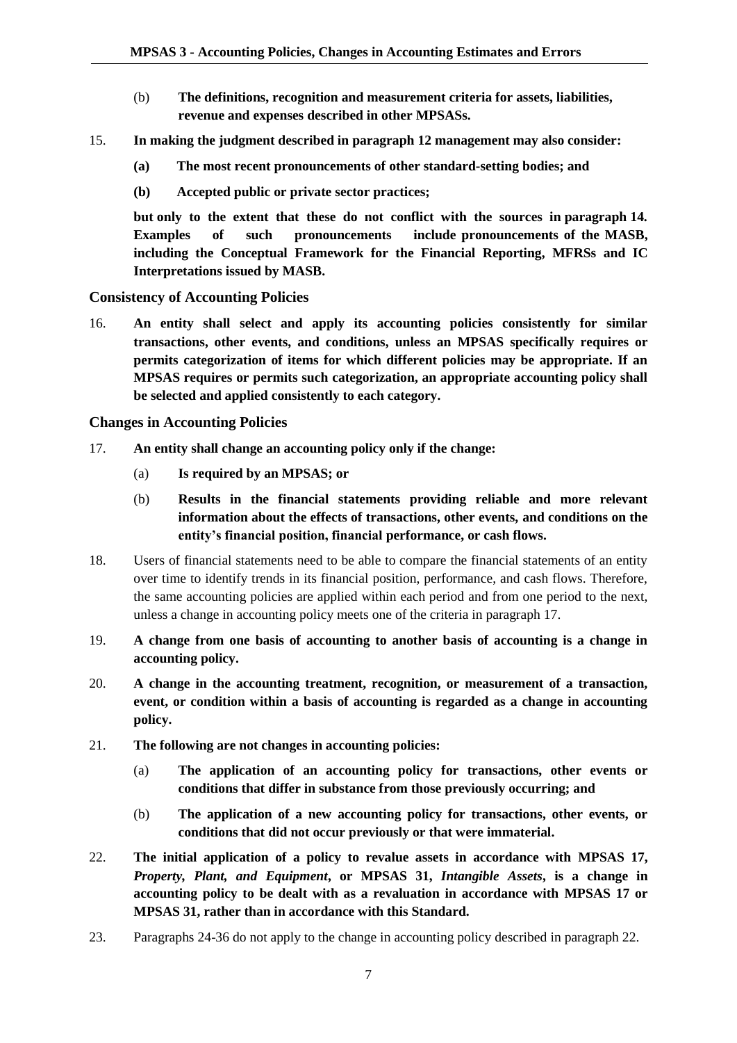(b) **The definitions, recognition and measurement criteria for assets, liabilities, revenue and expenses described in other MPSASs.**

15. **In making the judgment described in paragraph 12 management may also consider:**

**(a) The most recent pronouncements of other standard-setting bodies; and**

**(b) Accepted public or private sector practices;**

**but only to the extent that these do not conflict with the sources in paragraph 14. Examples of such pronouncements include pronouncements of the MASB, including the Conceptual Framework for the Financial Reporting, MFRSs and IC Interpretations issued by MASB.**

### Consistency of Accounting Policies

16. **An entity shall select and apply its accounting policies consistently for similar transactions, other events, and conditions, unless an MPSAS specifically requires or permits categorization of items for which different policies may be appropriate. If an MPSAS requires or permits such categorization, an appropriate accounting policy shall be selected and applied consistently to each category.**

### Changes in Accounting Policies

17. **An entity shall change an accounting policy only if the change:**

(a) **Is required by an MPSAS; or**

(b) **Results in the financial statements providing reliable and more relevant information about the effects of transactions, other events, and conditions on the entity's financial position, financial performance, or cash flows.**

18. Users of financial statements need to be able to compare the financial statements of an entity over time to identify trends in its financial position, performance, and cash flows. Therefore, the same accounting policies are applied within each period and from one period to the next, unless a change in accounting policy meets one of the criteria in paragraph 17.

19. **A change from one basis of accounting to another basis of accounting is a change in accounting policy.**

20. **A change in the accounting treatment, recognition, or measurement of a transaction, event, or condition within a basis of accounting is regarded as a change in accounting policy.**

21. **The following are not changes in accounting policies:**

(a) **The application of an accounting policy for transactions, other events or conditions that differ in substance from those previously occurring; and**

(b) **The application of a new accounting policy for transactions, other events, or conditions that did not occur previously or that were immaterial.**

22. **The initial application of a policy to revalue assets in accordance with MPSAS 17, *Property, Plant, and Equipment*, or MPSAS 31, *Intangible Assets*, is a change in accounting policy to be dealt with as a revaluation in accordance with MPSAS 17 or MPSAS 31, rather than in accordance with this Standard.**

23. Paragraphs 24-36 do not apply to the change in accounting policy described in paragraph 22.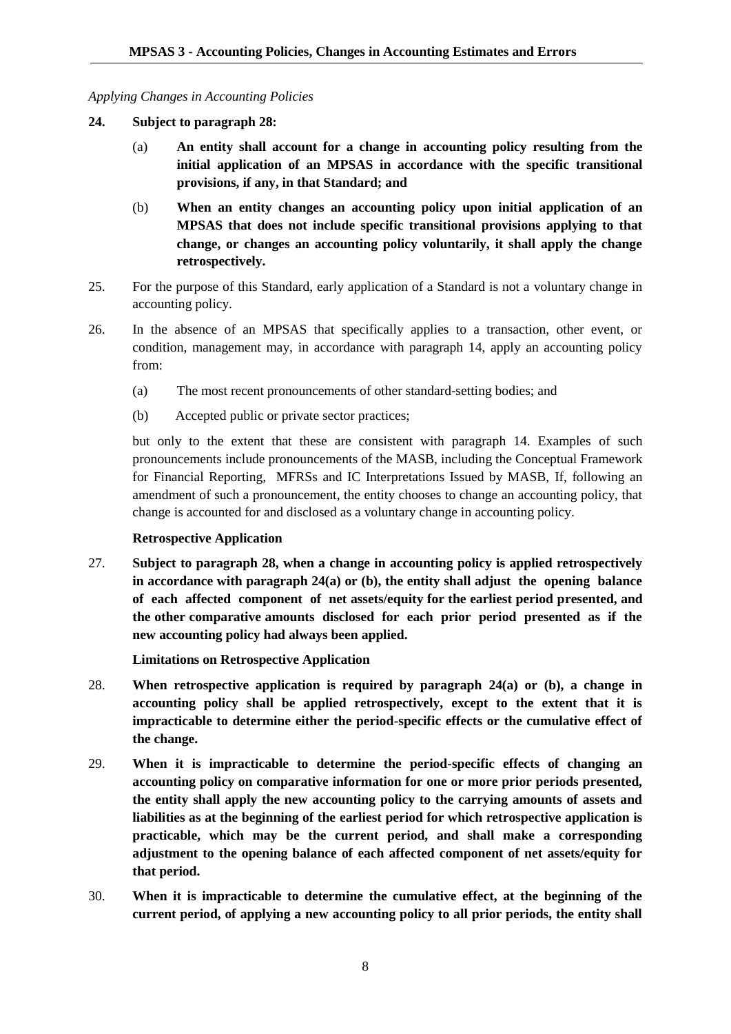*Applying Changes in Accounting Policies*

**24. Subject to paragraph 28:**

(a) **An entity shall account for a change in accounting policy resulting from the initial application of an MPSAS in accordance with the specific transitional provisions, if any, in that Standard; and**

(b) **When an entity changes an accounting policy upon initial application of an MPSAS that does not include specific transitional provisions applying to that change, or changes an accounting policy voluntarily, it shall apply the change retrospectively.**

25. For the purpose of this Standard, early application of a Standard is not a voluntary change in accounting policy.

26. In the absence of an MPSAS that specifically applies to a transaction, other event, or condition, management may, in accordance with paragraph 14, apply an accounting policy from:

(a) The most recent pronouncements of other standard-setting bodies; and

(b) Accepted public or private sector practices;

but only to the extent that these are consistent with paragraph 14. Examples of such pronouncements include pronouncements of the MASB, including the Conceptual Framework for Financial Reporting, MFRSs and IC Interpretations Issued by MASB, If, following an amendment of such a pronouncement, the entity chooses to change an accounting policy, that change is accounted for and disclosed as a voluntary change in accounting policy.

**Retrospective Application**

27. **Subject to paragraph 28, when a change in accounting policy is applied retrospectively in accordance with paragraph 24(a) or (b), the entity shall adjust the opening balance of each affected component of net assets/equity for the earliest period presented, and the other comparative amounts disclosed for each prior period presented as if the new accounting policy had always been applied.**

**Limitations on Retrospective Application**

28. **When retrospective application is required by paragraph 24(a) or (b), a change in accounting policy shall be applied retrospectively, except to the extent that it is impracticable to determine either the period-specific effects or the cumulative effect of the change.**

29. **When it is impracticable to determine the period-specific effects of changing an accounting policy on comparative information for one or more prior periods presented, the entity shall apply the new accounting policy to the carrying amounts of assets and liabilities as at the beginning of the earliest period for which retrospective application is practicable, which may be the current period, and shall make a corresponding adjustment to the opening balance of each affected component of net assets/equity for that period.**

30. **When it is impracticable to determine the cumulative effect, at the beginning of the current period, of applying a new accounting policy to all prior periods, the entity shall**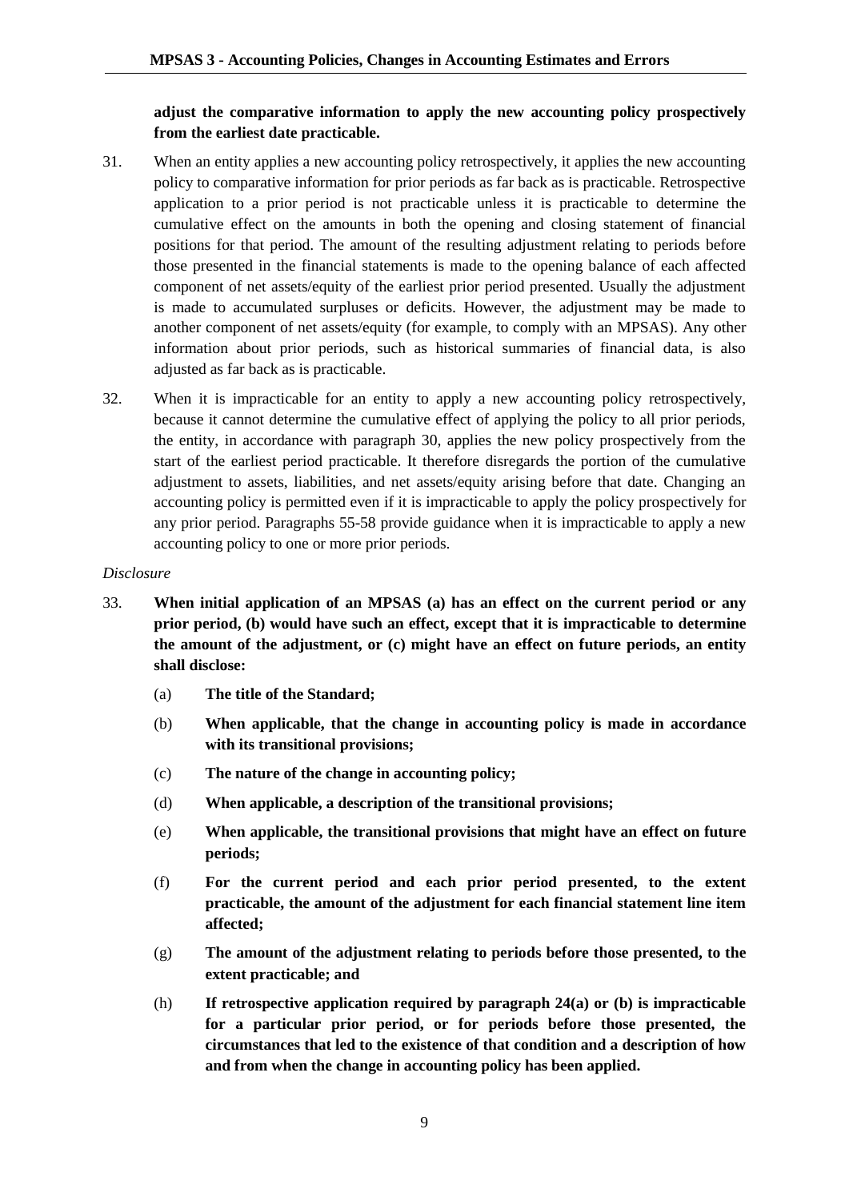**adjust the comparative information to apply the new accounting policy prospectively from the earliest date practicable.**

31. When an entity applies a new accounting policy retrospectively, it applies the new accounting policy to comparative information for prior periods as far back as is practicable. Retrospective application to a prior period is not practicable unless it is practicable to determine the cumulative effect on the amounts in both the opening and closing statement of financial positions for that period. The amount of the resulting adjustment relating to periods before those presented in the financial statements is made to the opening balance of each affected component of net assets/equity of the earliest prior period presented. Usually the adjustment is made to accumulated surpluses or deficits. However, the adjustment may be made to another component of net assets/equity (for example, to comply with an MPSAS). Any other information about prior periods, such as historical summaries of financial data, is also adjusted as far back as is practicable.

32. When it is impracticable for an entity to apply a new accounting policy retrospectively, because it cannot determine the cumulative effect of applying the policy to all prior periods, the entity, in accordance with paragraph 30, applies the new policy prospectively from the start of the earliest period practicable. It therefore disregards the portion of the cumulative adjustment to assets, liabilities, and net assets/equity arising before that date. Changing an accounting policy is permitted even if it is impracticable to apply the policy prospectively for any prior period. Paragraphs 55-58 provide guidance when it is impracticable to apply a new accounting policy to one or more prior periods.

*Disclosure*

33. **When initial application of an MPSAS (a) has an effect on the current period or any prior period, (b) would have such an effect, except that it is impracticable to determine the amount of the adjustment, or (c) might have an effect on future periods, an entity shall disclose:**

    (a) **The title of the Standard;**

    (b) **When applicable, that the change in accounting policy is made in accordance with its transitional provisions;**

    (c) **The nature of the change in accounting policy;**

    (d) **When applicable, a description of the transitional provisions;**

    (e) **When applicable, the transitional provisions that might have an effect on future periods;**

    (f) **For the current period and each prior period presented, to the extent practicable, the amount of the adjustment for each financial statement line item affected;**

    (g) **The amount of the adjustment relating to periods before those presented, to the extent practicable; and**

    (h) **If retrospective application required by paragraph 24(a) or (b) is impracticable for a particular prior period, or for periods before those presented, the circumstances that led to the existence of that condition and a description of how and from when the change in accounting policy has been applied.**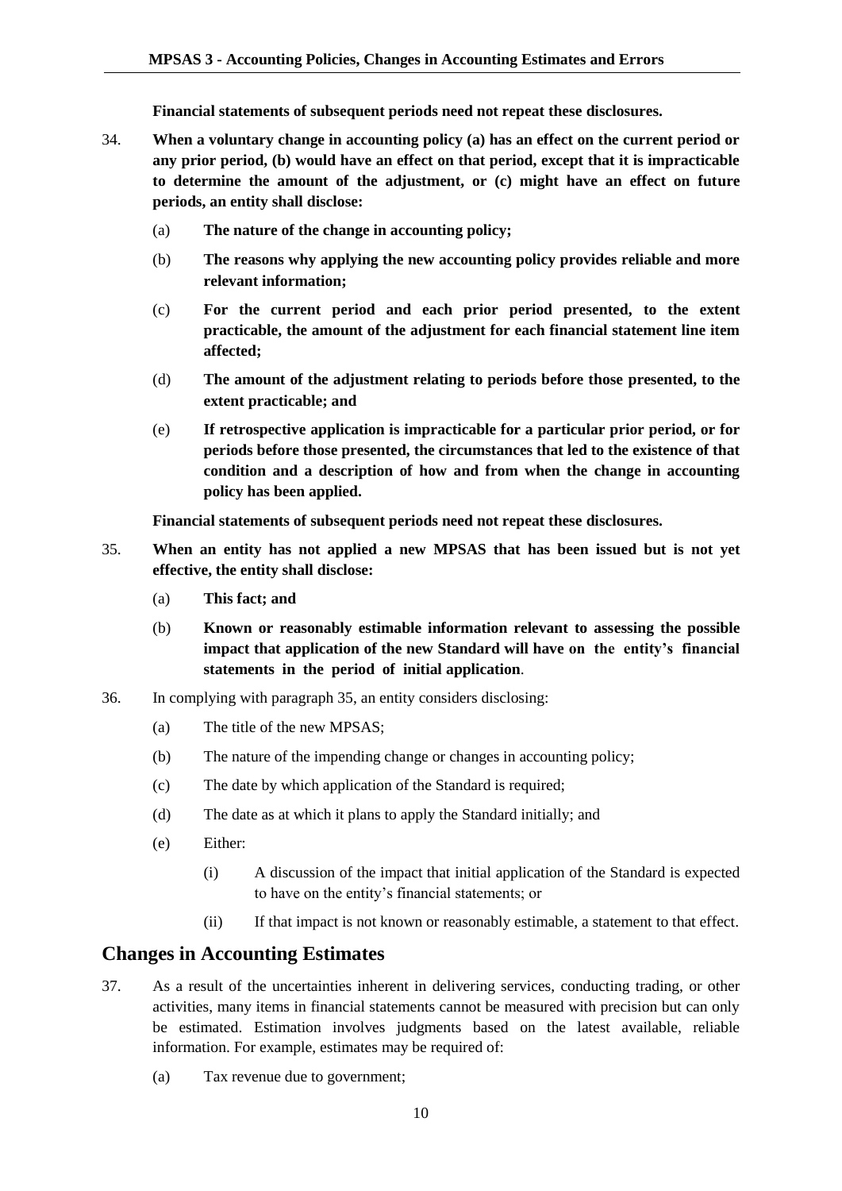**Financial statements of subsequent periods need not repeat these disclosures.**

34. **When a voluntary change in accounting policy (a) has an effect on the current period or any prior period, (b) would have an effect on that period, except that it is impracticable to determine the amount of the adjustment, or (c) might have an effect on future periods, an entity shall disclose:**

    (a) **The nature of the change in accounting policy;**

    (b) **The reasons why applying the new accounting policy provides reliable and more relevant information;**

    (c) **For the current period and each prior period presented, to the extent practicable, the amount of the adjustment for each financial statement line item affected;**

    (d) **The amount of the adjustment relating to periods before those presented, to the extent practicable; and**

    (e) **If retrospective application is impracticable for a particular prior period, or for periods before those presented, the circumstances that led to the existence of that condition and a description of how and from when the change in accounting policy has been applied.**

    **Financial statements of subsequent periods need not repeat these disclosures.**

35. **When an entity has not applied a new MPSAS that has been issued but is not yet effective, the entity shall disclose:**

    (a) **This fact; and**

    (b) **Known or reasonably estimable information relevant to assessing the possible impact that application of the new Standard will have on the entity's financial statements in the period of initial application**.

36. In complying with paragraph 35, an entity considers disclosing:

    (a) The title of the new MPSAS;

    (b) The nature of the impending change or changes in accounting policy;

    (c) The date by which application of the Standard is required;

    (d) The date as at which it plans to apply the Standard initially; and

    (e) Either:

        (i) A discussion of the impact that initial application of the Standard is expected to have on the entity's financial statements; or

        (ii) If that impact is not known or reasonably estimable, a statement to that effect.

## Changes in Accounting Estimates

37. As a result of the uncertainties inherent in delivering services, conducting trading, or other activities, many items in financial statements cannot be measured with precision but can only be estimated. Estimation involves judgments based on the latest available, reliable information. For example, estimates may be required of:

    (a) Tax revenue due to government;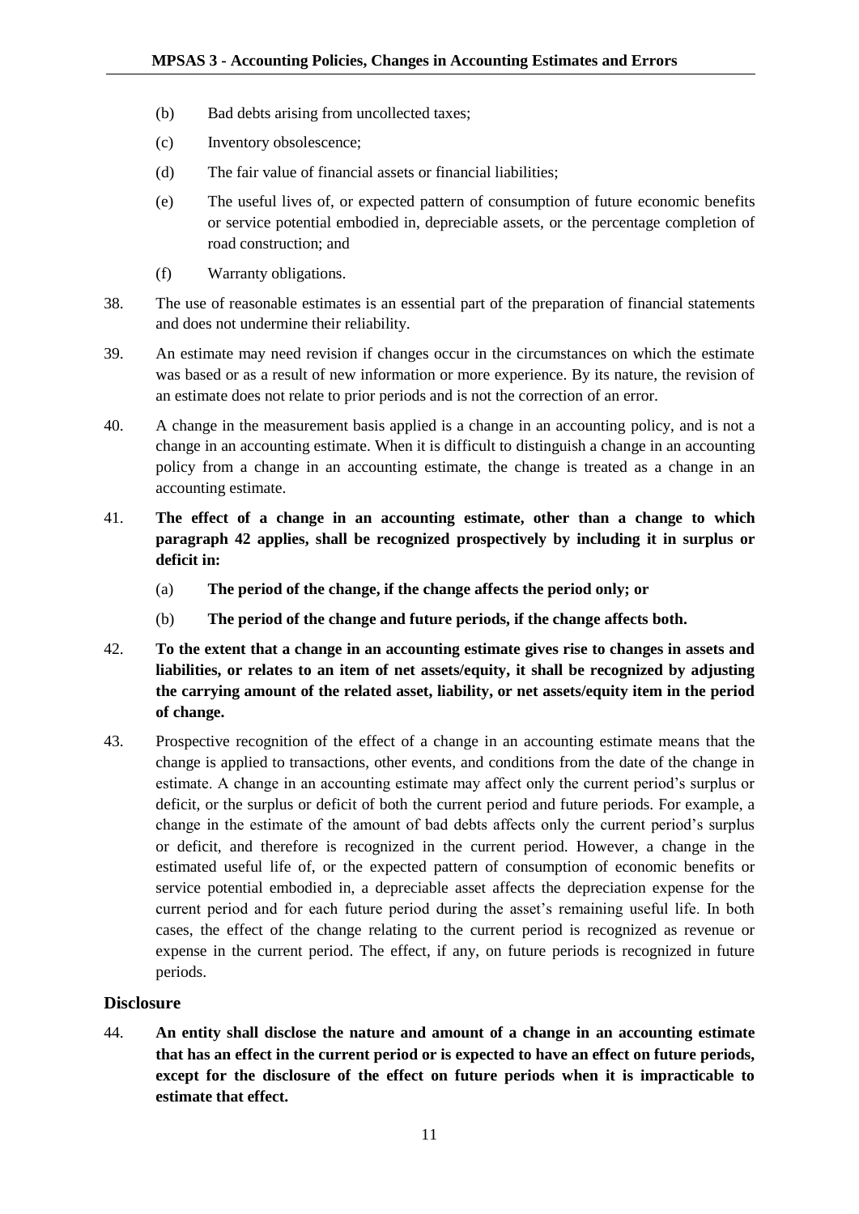(b) Bad debts arising from uncollected taxes;

(c) Inventory obsolescence;

(d) The fair value of financial assets or financial liabilities;

(e) The useful lives of, or expected pattern of consumption of future economic benefits or service potential embodied in, depreciable assets, or the percentage completion of road construction; and

(f) Warranty obligations.

38. The use of reasonable estimates is an essential part of the preparation of financial statements and does not undermine their reliability.

39. An estimate may need revision if changes occur in the circumstances on which the estimate was based or as a result of new information or more experience. By its nature, the revision of an estimate does not relate to prior periods and is not the correction of an error.

40. A change in the measurement basis applied is a change in an accounting policy, and is not a change in an accounting estimate. When it is difficult to distinguish a change in an accounting policy from a change in an accounting estimate, the change is treated as a change in an accounting estimate.

41. **The effect of a change in an accounting estimate, other than a change to which paragraph 42 applies, shall be recognized prospectively by including it in surplus or deficit in:**

(a) **The period of the change, if the change affects the period only; or**

(b) **The period of the change and future periods, if the change affects both.**

42. **To the extent that a change in an accounting estimate gives rise to changes in assets and liabilities, or relates to an item of net assets/equity, it shall be recognized by adjusting the carrying amount of the related asset, liability, or net assets/equity item in the period of change.**

43. Prospective recognition of the effect of a change in an accounting estimate means that the change is applied to transactions, other events, and conditions from the date of the change in estimate. A change in an accounting estimate may affect only the current period's surplus or deficit, or the surplus or deficit of both the current period and future periods. For example, a change in the estimate of the amount of bad debts affects only the current period's surplus or deficit, and therefore is recognized in the current period. However, a change in the estimated useful life of, or the expected pattern of consumption of economic benefits or service potential embodied in, a depreciable asset affects the depreciation expense for the current period and for each future period during the asset's remaining useful life. In both cases, the effect of the change relating to the current period is recognized as revenue or expense in the current period. The effect, if any, on future periods is recognized in future periods.

## Disclosure

44. **An entity shall disclose the nature and amount of a change in an accounting estimate that has an effect in the current period or is expected to have an effect on future periods, except for the disclosure of the effect on future periods when it is impracticable to estimate that effect.**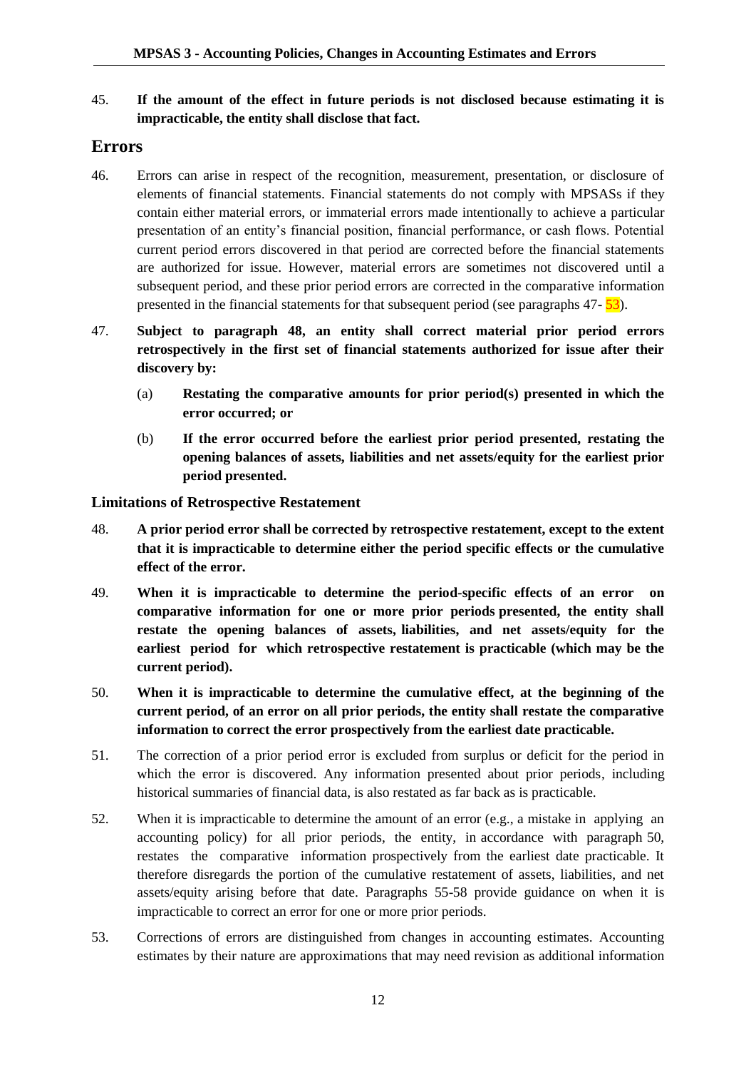45. **If the amount of the effect in future periods is not disclosed because estimating it is impracticable, the entity shall disclose that fact.**

## Errors

46. Errors can arise in respect of the recognition, measurement, presentation, or disclosure of elements of financial statements. Financial statements do not comply with MPSASs if they contain either material errors, or immaterial errors made intentionally to achieve a particular presentation of an entity's financial position, financial performance, or cash flows. Potential current period errors discovered in that period are corrected before the financial statements are authorized for issue. However, material errors are sometimes not discovered until a subsequent period, and these prior period errors are corrected in the comparative information presented in the financial statements for that subsequent period (see paragraphs 47- 53).

47. **Subject to paragraph 48, an entity shall correct material prior period errors retrospectively in the first set of financial statements authorized for issue after their discovery by:**

    (a) **Restating the comparative amounts for prior period(s) presented in which the error occurred; or**

    (b) **If the error occurred before the earliest prior period presented, restating the opening balances of assets, liabilities and net assets/equity for the earliest prior period presented.**

### Limitations of Retrospective Restatement

48. **A prior period error shall be corrected by retrospective restatement, except to the extent that it is impracticable to determine either the period specific effects or the cumulative effect of the error.**

49. **When it is impracticable to determine the period-specific effects of an error on comparative information for one or more prior periods presented, the entity shall restate the opening balances of assets, liabilities, and net assets/equity for the earliest period for which retrospective restatement is practicable (which may be the current period).**

50. **When it is impracticable to determine the cumulative effect, at the beginning of the current period, of an error on all prior periods, the entity shall restate the comparative information to correct the error prospectively from the earliest date practicable.**

51. The correction of a prior period error is excluded from surplus or deficit for the period in which the error is discovered. Any information presented about prior periods, including historical summaries of financial data, is also restated as far back as is practicable.

52. When it is impracticable to determine the amount of an error (e.g., a mistake in applying an accounting policy) for all prior periods, the entity, in accordance with paragraph 50, restates the comparative information prospectively from the earliest date practicable. It therefore disregards the portion of the cumulative restatement of assets, liabilities, and net assets/equity arising before that date. Paragraphs 55-58 provide guidance on when it is impracticable to correct an error for one or more prior periods.

53. Corrections of errors are distinguished from changes in accounting estimates. Accounting estimates by their nature are approximations that may need revision as additional information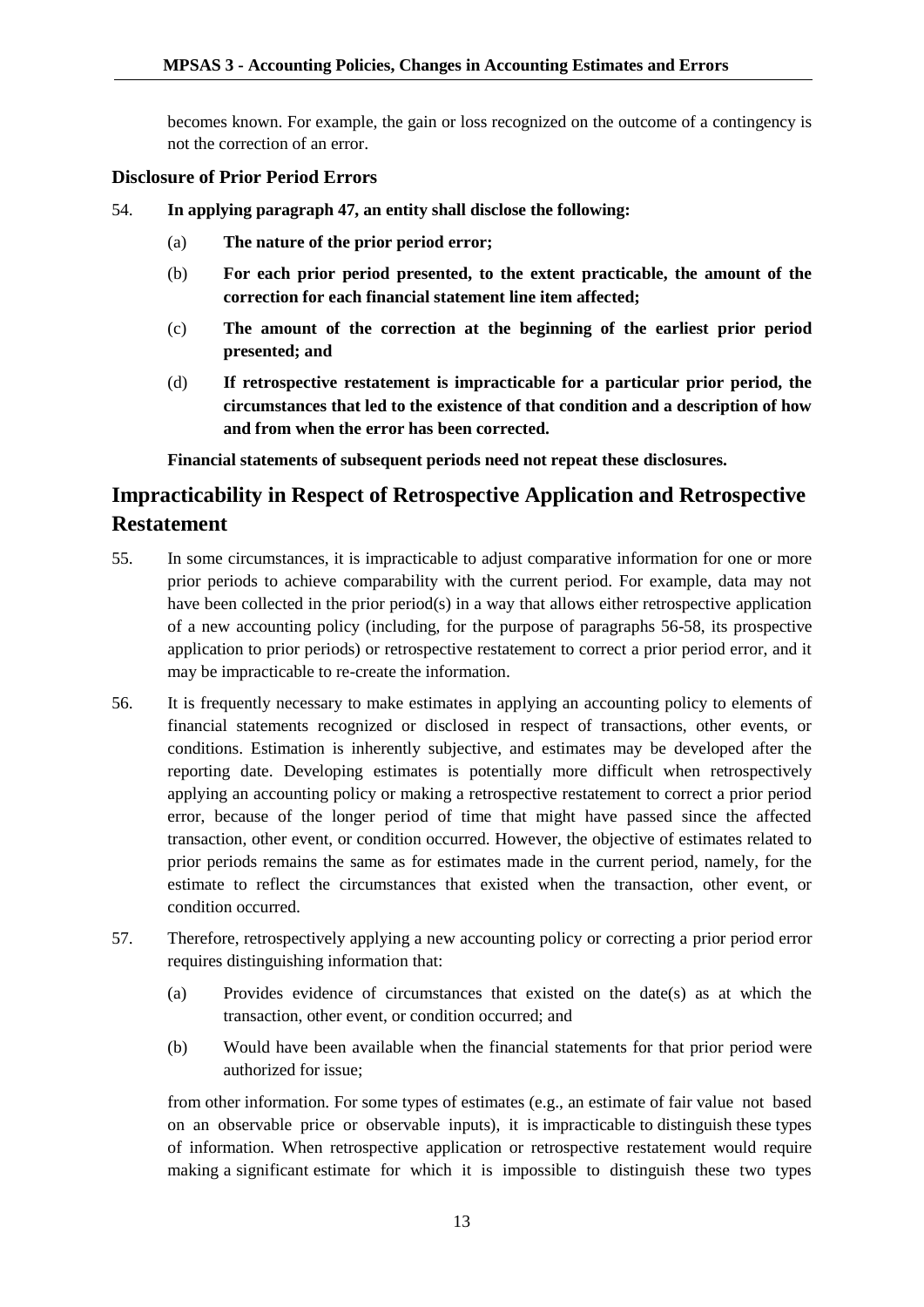becomes known. For example, the gain or loss recognized on the outcome of a contingency is not the correction of an error.

### Disclosure of Prior Period Errors

54. **In applying paragraph 47, an entity shall disclose the following:**

    (a) **The nature of the prior period error;**

    (b) **For each prior period presented, to the extent practicable, the amount of the correction for each financial statement line item affected;**

    (c) **The amount of the correction at the beginning of the earliest prior period presented; and**

    (d) **If retrospective restatement is impracticable for a particular prior period, the circumstances that led to the existence of that condition and a description of how and from when the error has been corrected.**

    **Financial statements of subsequent periods need not repeat these disclosures.**

## Impracticability in Respect of Retrospective Application and Retrospective Restatement

55. In some circumstances, it is impracticable to adjust comparative information for one or more prior periods to achieve comparability with the current period. For example, data may not have been collected in the prior period(s) in a way that allows either retrospective application of a new accounting policy (including, for the purpose of paragraphs 56-58, its prospective application to prior periods) or retrospective restatement to correct a prior period error, and it may be impracticable to re-create the information.

56. It is frequently necessary to make estimates in applying an accounting policy to elements of financial statements recognized or disclosed in respect of transactions, other events, or conditions. Estimation is inherently subjective, and estimates may be developed after the reporting date. Developing estimates is potentially more difficult when retrospectively applying an accounting policy or making a retrospective restatement to correct a prior period error, because of the longer period of time that might have passed since the affected transaction, other event, or condition occurred. However, the objective of estimates related to prior periods remains the same as for estimates made in the current period, namely, for the estimate to reflect the circumstances that existed when the transaction, other event, or condition occurred.

57. Therefore, retrospectively applying a new accounting policy or correcting a prior period error requires distinguishing information that:

    (a) Provides evidence of circumstances that existed on the date(s) as at which the transaction, other event, or condition occurred; and

    (b) Would have been available when the financial statements for that prior period were authorized for issue;

    from other information. For some types of estimates (e.g., an estimate of fair value not based on an observable price or observable inputs), it is impracticable to distinguish these types of information. When retrospective application or retrospective restatement would require making a significant estimate for which it is impossible to distinguish these two types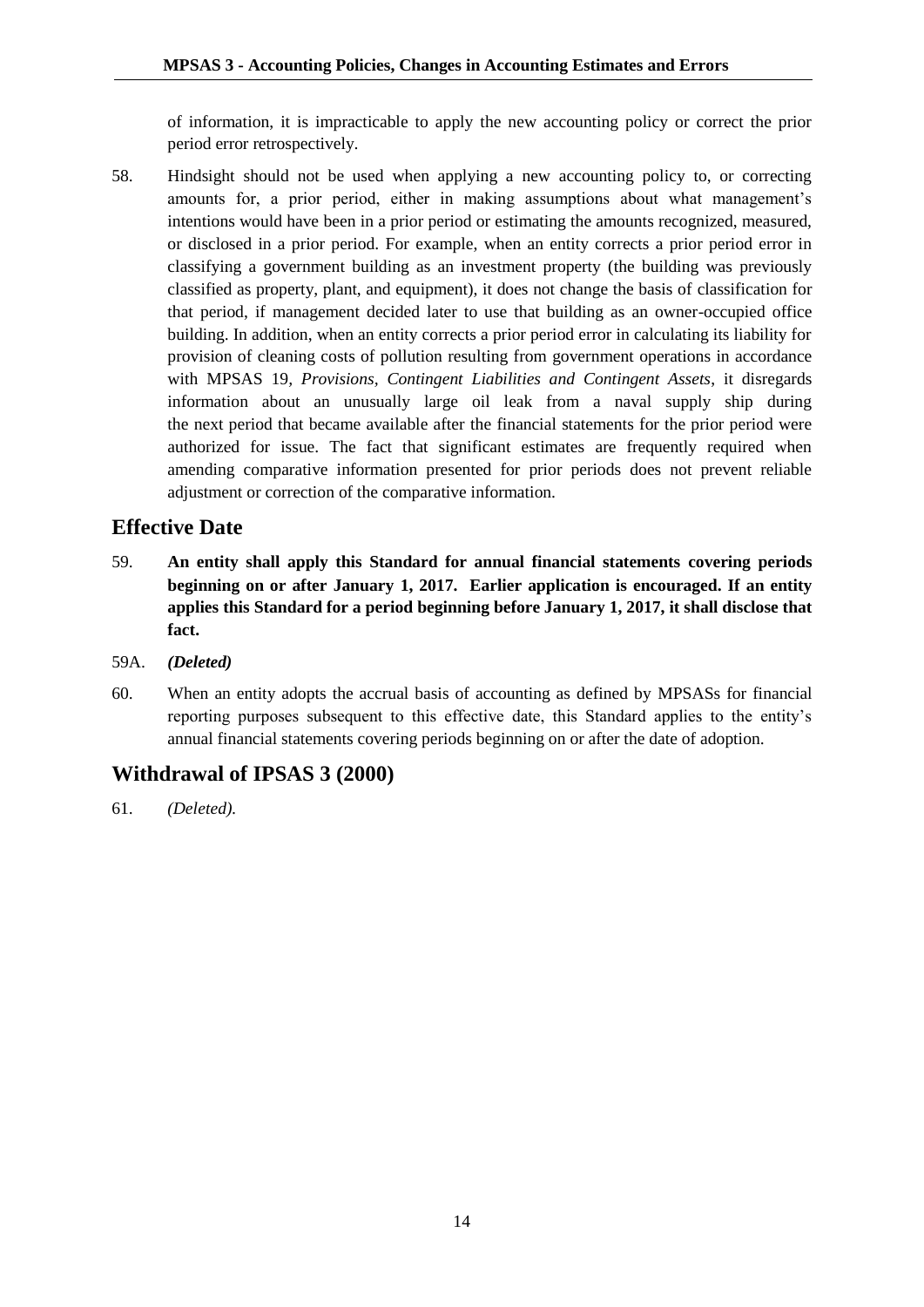of information, it is impracticable to apply the new accounting policy or correct the prior period error retrospectively.

58. Hindsight should not be used when applying a new accounting policy to, or correcting amounts for, a prior period, either in making assumptions about what management's intentions would have been in a prior period or estimating the amounts recognized, measured, or disclosed in a prior period. For example, when an entity corrects a prior period error in classifying a government building as an investment property (the building was previously classified as property, plant, and equipment), it does not change the basis of classification for that period, if management decided later to use that building as an owner-occupied office building. In addition, when an entity corrects a prior period error in calculating its liability for provision of cleaning costs of pollution resulting from government operations in accordance with MPSAS 19, *Provisions, Contingent Liabilities and Contingent Assets*, it disregards information about an unusually large oil leak from a naval supply ship during the next period that became available after the financial statements for the prior period were authorized for issue. The fact that significant estimates are frequently required when amending comparative information presented for prior periods does not prevent reliable adjustment or correction of the comparative information.

## Effective Date

59. **An entity shall apply this Standard for annual financial statements covering periods beginning on or after January 1, 2017. Earlier application is encouraged. If an entity applies this Standard for a period beginning before January 1, 2017, it shall disclose that fact.**

59A. ***(Deleted)***

60. When an entity adopts the accrual basis of accounting as defined by MPSASs for financial reporting purposes subsequent to this effective date, this Standard applies to the entity's annual financial statements covering periods beginning on or after the date of adoption.

## Withdrawal of IPSAS 3 (2000)

61. *(Deleted).*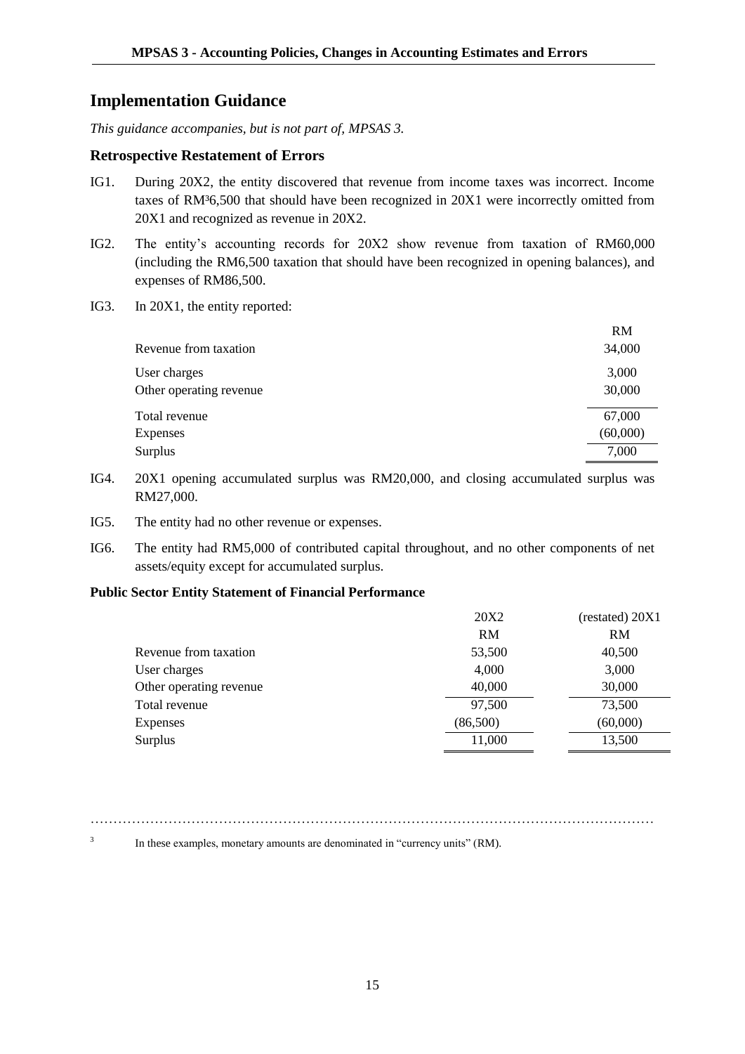## Implementation Guidance

*This guidance accompanies, but is not part of, MPSAS 3.*

### Retrospective Restatement of Errors

IG1. During 20X2, the entity discovered that revenue from income taxes was incorrect. Income taxes of RM[3]6,500 that should have been recognized in 20X1 were incorrectly omitted from 20X1 and recognized as revenue in 20X2.

IG2. The entity's accounting records for 20X2 show revenue from taxation of RM60,000 (including the RM6,500 taxation that should have been recognized in opening balances), and expenses of RM86,500.

IG3. In 20X1, the entity reported:

| | RM |
|---|---|
| Revenue from taxation | 34,000 |
| User charges | 3,000 |
| Other operating revenue | 30,000 |
| Total revenue | 67,000 |
| Expenses | (60,000) |
| Surplus | 7,000 |

IG4. 20X1 opening accumulated surplus was RM20,000, and closing accumulated surplus was RM27,000.

IG5. The entity had no other revenue or expenses.

IG6. The entity had RM5,000 of contributed capital throughout, and no other components of net assets/equity except for accumulated surplus.

### Public Sector Entity Statement of Financial Performance

| | 20X2 | (restated) 20X1 |
|---|---|---|
| | RM | RM |
| Revenue from taxation | 53,500 | 40,500 |
| User charges | 4,000 | 3,000 |
| Other operating revenue | 40,000 | 30,000 |
| Total revenue | 97,500 | 73,500 |
| Expenses | (86,500) | (60,000) |
| Surplus | 11,000 | 13,500 |

[3] In these examples, monetary amounts are denominated in "currency units" (RM).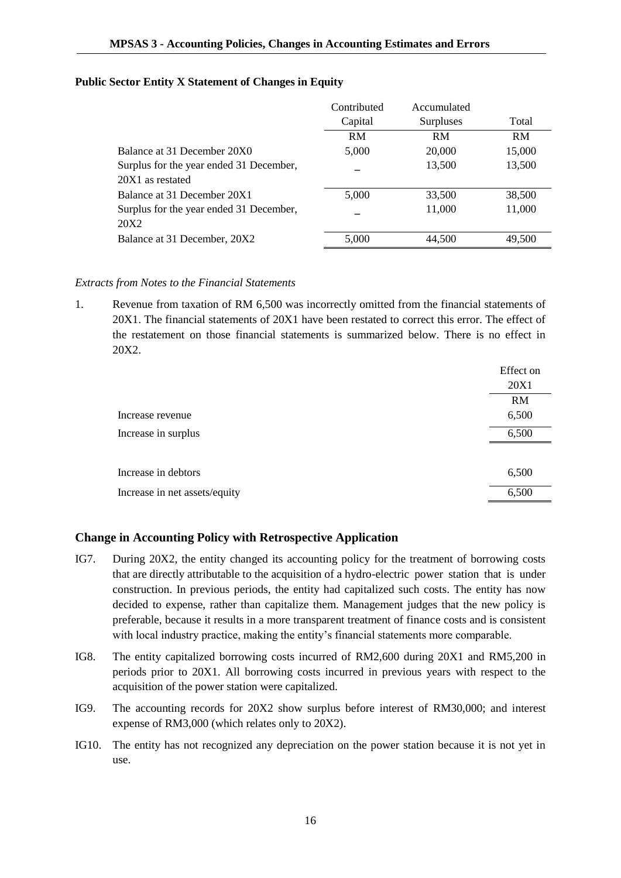**Public Sector Entity X Statement of Changes in Equity**

| | Contributed Capital | Accumulated Surpluses | Total |
|---|---|---|---|
| | RM | RM | RM |
| Balance at 31 December 20X0 | 5,000 | 20,000 | 15,000 |
| Surplus for the year ended 31 December, 20X1 as restated | – | 13,500 | 13,500 |
| Balance at 31 December 20X1 | 5,000 | 33,500 | 38,500 |
| Surplus for the year ended 31 December, 20X2 | – | 11,000 | 11,000 |
| Balance at 31 December, 20X2 | 5,000 | 44,500 | 49,500 |

*Extracts from Notes to the Financial Statements*

1. Revenue from taxation of RM 6,500 was incorrectly omitted from the financial statements of 20X1. The financial statements of 20X1 have been restated to correct this error. The effect of the restatement on those financial statements is summarized below. There is no effect in 20X2.

| | Effect on 20X1 |
|---|---|
| | RM |
| Increase revenue | 6,500 |
| Increase in surplus | 6,500 |
| | |
| Increase in debtors | 6,500 |
| Increase in net assets/equity | 6,500 |

## Change in Accounting Policy with Retrospective Application

IG7. During 20X2, the entity changed its accounting policy for the treatment of borrowing costs that are directly attributable to the acquisition of a hydro-electric power station that is under construction. In previous periods, the entity had capitalized such costs. The entity has now decided to expense, rather than capitalize them. Management judges that the new policy is preferable, because it results in a more transparent treatment of finance costs and is consistent with local industry practice, making the entity's financial statements more comparable.

IG8. The entity capitalized borrowing costs incurred of RM2,600 during 20X1 and RM5,200 in periods prior to 20X1. All borrowing costs incurred in previous years with respect to the acquisition of the power station were capitalized.

IG9. The accounting records for 20X2 show surplus before interest of RM30,000; and interest expense of RM3,000 (which relates only to 20X2).

IG10. The entity has not recognized any depreciation on the power station because it is not yet in use.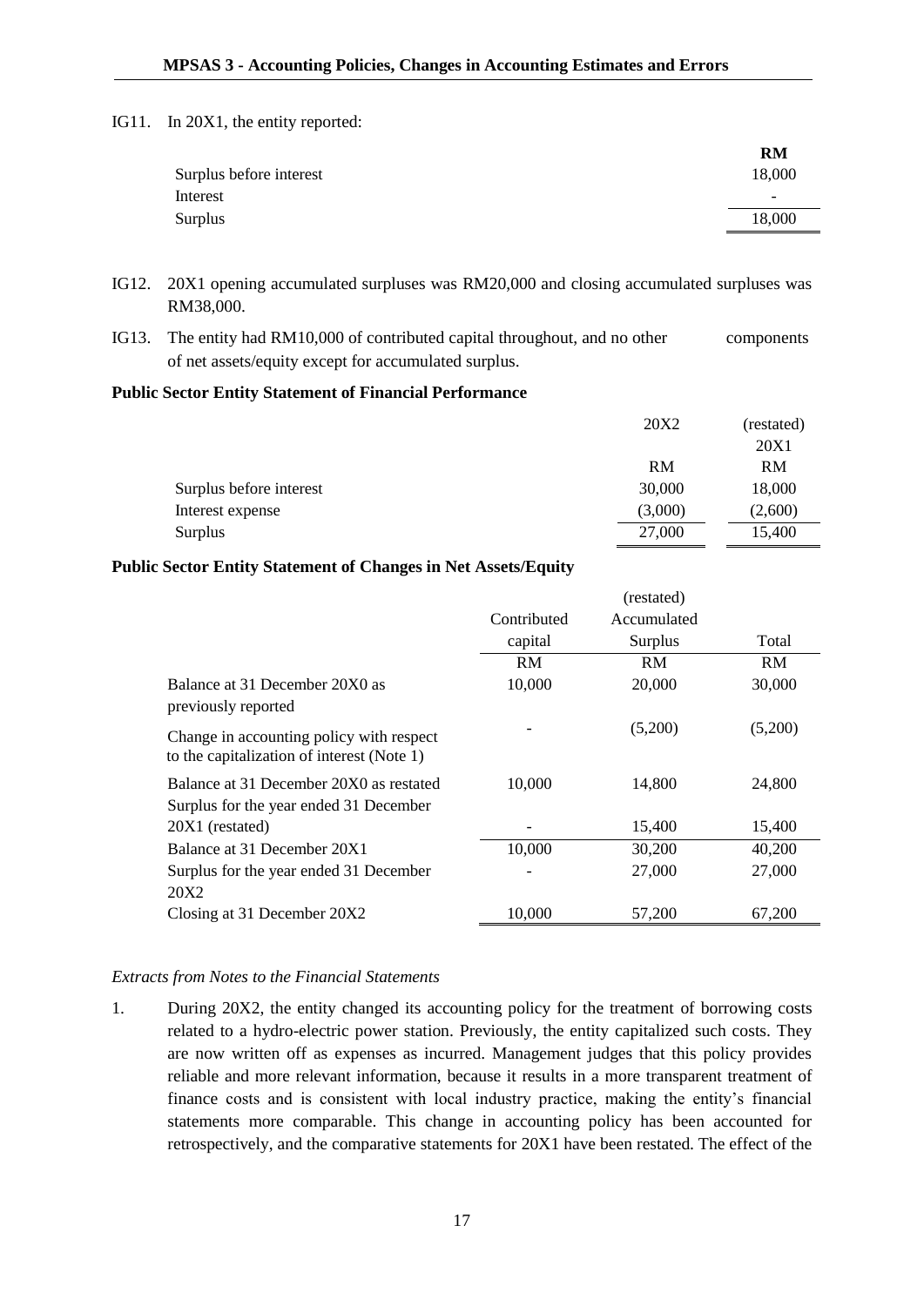IG11. In 20X1, the entity reported:

| | RM |
|---|---|
| Surplus before interest | 18,000 |
| Interest | - |
| Surplus | 18,000 |

IG12. 20X1 opening accumulated surpluses was RM20,000 and closing accumulated surpluses was RM38,000.

IG13. The entity had RM10,000 of contributed capital throughout, and no other components of net assets/equity except for accumulated surplus.

**Public Sector Entity Statement of Financial Performance**

| | 20X2 | (restated) 20X1 |
|---|---|---|
| | RM | RM |
| Surplus before interest | 30,000 | 18,000 |
| Interest expense | (3,000) | (2,600) |
| Surplus | 27,000 | 15,400 |

**Public Sector Entity Statement of Changes in Net Assets/Equity**

| | Contributed capital | (restated) Accumulated Surplus | Total |
|---|---|---|---|
| | RM | RM | RM |
| Balance at 31 December 20X0 as previously reported | 10,000 | 20,000 | 30,000 |
| Change in accounting policy with respect to the capitalization of interest (Note 1) | - | (5,200) | (5,200) |
| Balance at 31 December 20X0 as restated | 10,000 | 14,800 | 24,800 |
| Surplus for the year ended 31 December 20X1 (restated) | - | 15,400 | 15,400 |
| Balance at 31 December 20X1 | 10,000 | 30,200 | 40,200 |
| Surplus for the year ended 31 December 20X2 | - | 27,000 | 27,000 |
| Closing at 31 December 20X2 | 10,000 | 57,200 | 67,200 |

*Extracts from Notes to the Financial Statements*

1. During 20X2, the entity changed its accounting policy for the treatment of borrowing costs related to a hydro-electric power station. Previously, the entity capitalized such costs. They are now written off as expenses as incurred. Management judges that this policy provides reliable and more relevant information, because it results in a more transparent treatment of finance costs and is consistent with local industry practice, making the entity's financial statements more comparable. This change in accounting policy has been accounted for retrospectively, and the comparative statements for 20X1 have been restated. The effect of the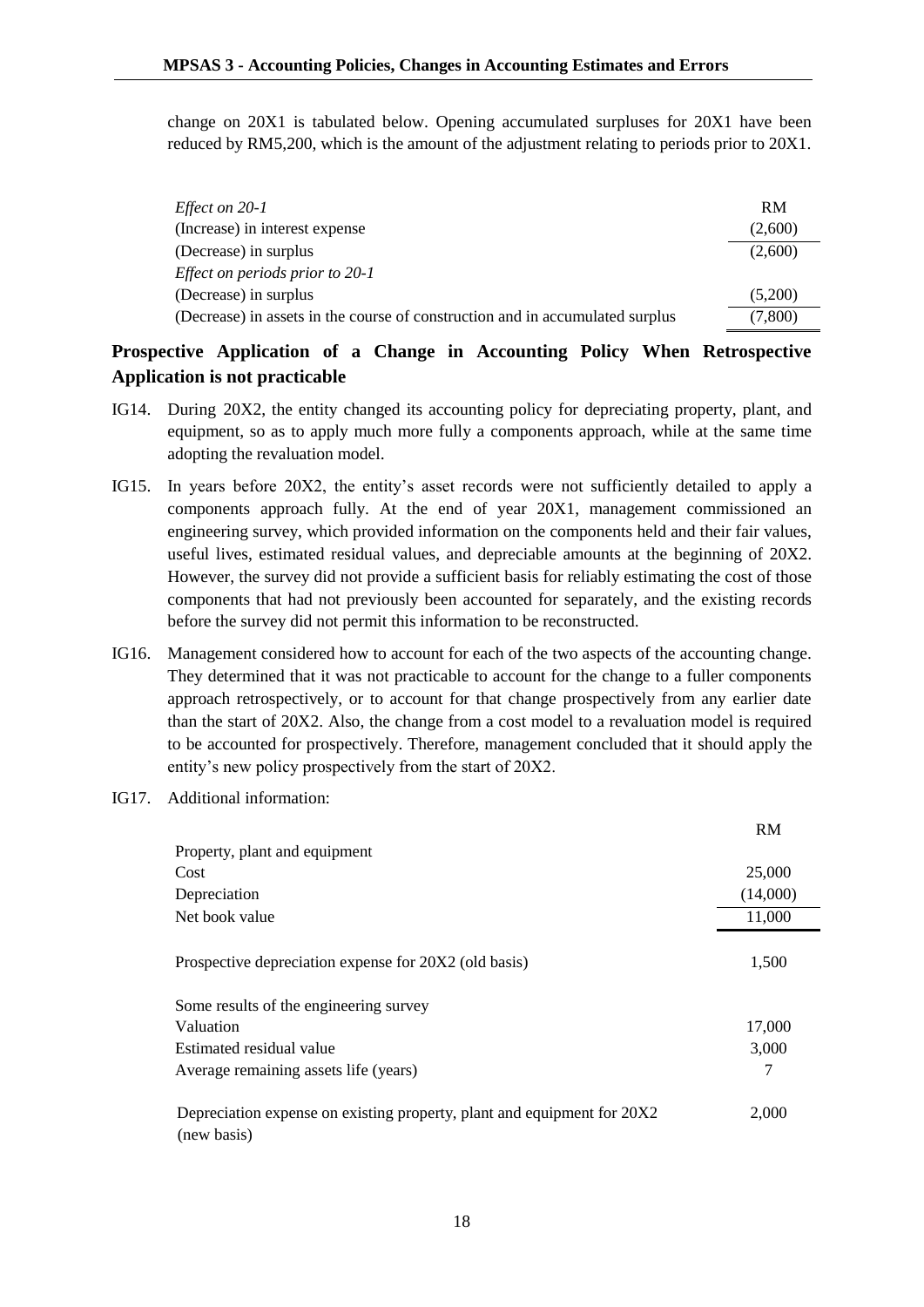change on 20X1 is tabulated below. Opening accumulated surpluses for 20X1 have been reduced by RM5,200, which is the amount of the adjustment relating to periods prior to 20X1.

| | RM |
|---|---|
| *Effect on 20-1* | |
| (Increase) in interest expense | (2,600) |
| (Decrease) in surplus | (2,600) |
| *Effect on periods prior to 20-1* | |
| (Decrease) in surplus | (5,200) |
| (Decrease) in assets in the course of construction and in accumulated surplus | (7,800) |

## Prospective Application of a Change in Accounting Policy When Retrospective Application is not practicable

IG14. During 20X2, the entity changed its accounting policy for depreciating property, plant, and equipment, so as to apply much more fully a components approach, while at the same time adopting the revaluation model.

IG15. In years before 20X2, the entity's asset records were not sufficiently detailed to apply a components approach fully. At the end of year 20X1, management commissioned an engineering survey, which provided information on the components held and their fair values, useful lives, estimated residual values, and depreciable amounts at the beginning of 20X2. However, the survey did not provide a sufficient basis for reliably estimating the cost of those components that had not previously been accounted for separately, and the existing records before the survey did not permit this information to be reconstructed.

IG16. Management considered how to account for each of the two aspects of the accounting change. They determined that it was not practicable to account for the change to a fuller components approach retrospectively, or to account for that change prospectively from any earlier date than the start of 20X2. Also, the change from a cost model to a revaluation model is required to be accounted for prospectively. Therefore, management concluded that it should apply the entity's new policy prospectively from the start of 20X2.

IG17. Additional information:

| | RM |
|---|---|
| Property, plant and equipment | |
| Cost | 25,000 |
| Depreciation | (14,000) |
| Net book value | 11,000 |
| | |
| Prospective depreciation expense for 20X2 (old basis) | 1,500 |
| | |
| Some results of the engineering survey | |
| Valuation | 17,000 |
| Estimated residual value | 3,000 |
| Average remaining assets life (years) | 7 |
| | |
| Depreciation expense on existing property, plant and equipment for 20X2 (new basis) | 2,000 |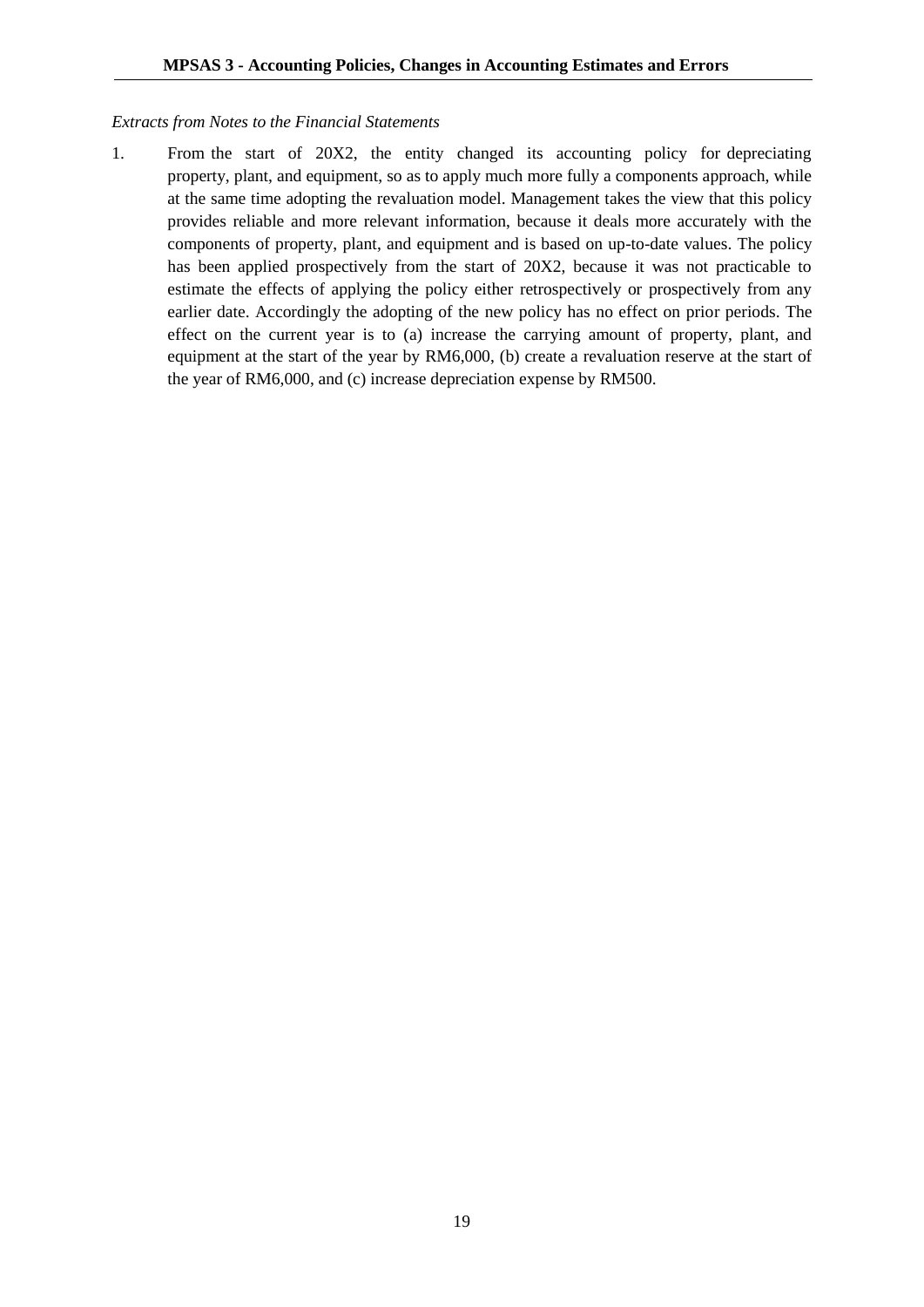*Extracts from Notes to the Financial Statements*

1. From the start of 20X2, the entity changed its accounting policy for depreciating property, plant, and equipment, so as to apply much more fully a components approach, while at the same time adopting the revaluation model. Management takes the view that this policy provides reliable and more relevant information, because it deals more accurately with the components of property, plant, and equipment and is based on up-to-date values. The policy has been applied prospectively from the start of 20X2, because it was not practicable to estimate the effects of applying the policy either retrospectively or prospectively from any earlier date. Accordingly the adopting of the new policy has no effect on prior periods. The effect on the current year is to (a) increase the carrying amount of property, plant, and equipment at the start of the year by RM6,000, (b) create a revaluation reserve at the start of the year of RM6,000, and (c) increase depreciation expense by RM500.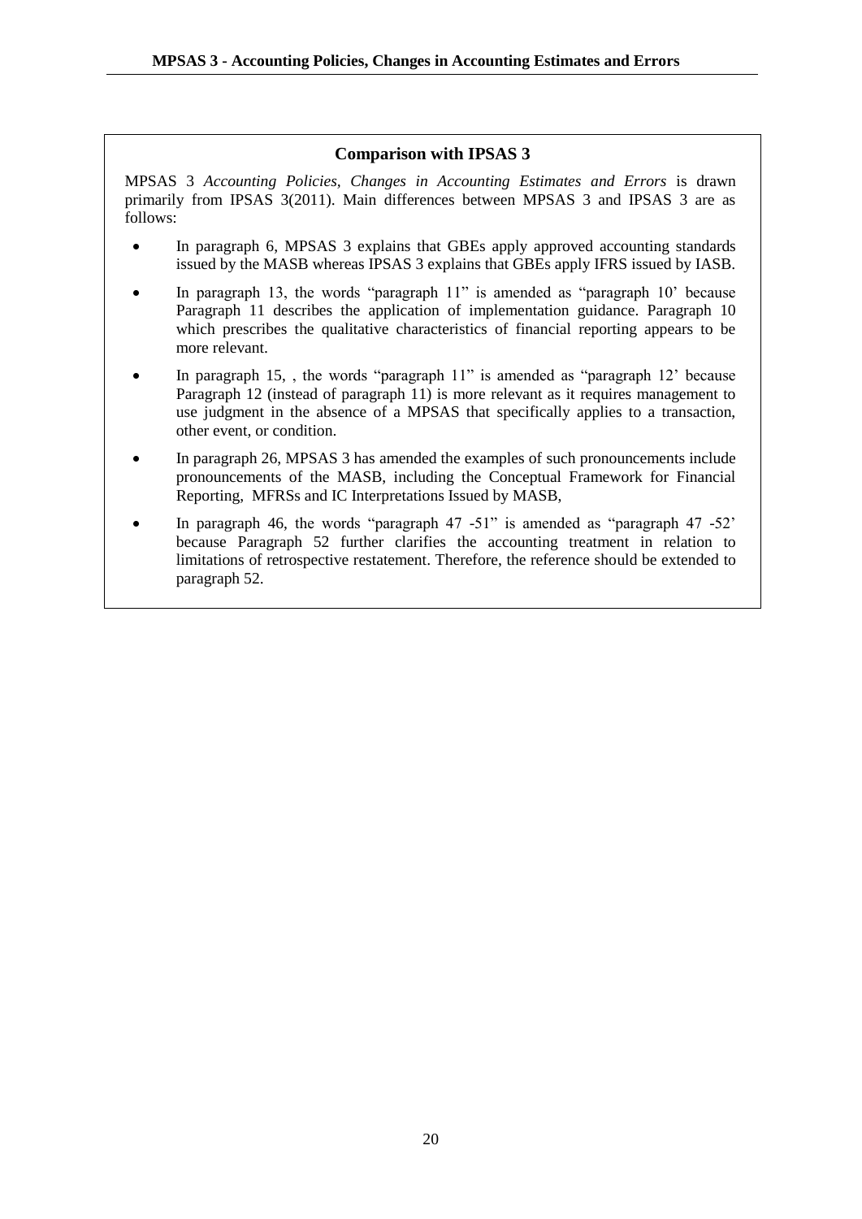### Comparison with IPSAS 3

MPSAS 3 *Accounting Policies, Changes in Accounting Estimates and Errors* is drawn primarily from IPSAS 3(2011). Main differences between MPSAS 3 and IPSAS 3 are as follows:

- In paragraph 6, MPSAS 3 explains that GBEs apply approved accounting standards issued by the MASB whereas IPSAS 3 explains that GBEs apply IFRS issued by IASB.
- In paragraph 13, the words "paragraph 11" is amended as "paragraph 10' because Paragraph 11 describes the application of implementation guidance. Paragraph 10 which prescribes the qualitative characteristics of financial reporting appears to be more relevant.
- In paragraph 15, , the words "paragraph 11" is amended as "paragraph 12' because Paragraph 12 (instead of paragraph 11) is more relevant as it requires management to use judgment in the absence of a MPSAS that specifically applies to a transaction, other event, or condition.
- In paragraph 26, MPSAS 3 has amended the examples of such pronouncements include pronouncements of the MASB, including the Conceptual Framework for Financial Reporting, MFRSs and IC Interpretations Issued by MASB,
- In paragraph 46, the words "paragraph 47 -51" is amended as "paragraph 47 -52' because Paragraph 52 further clarifies the accounting treatment in relation to limitations of retrospective restatement. Therefore, the reference should be extended to paragraph 52.